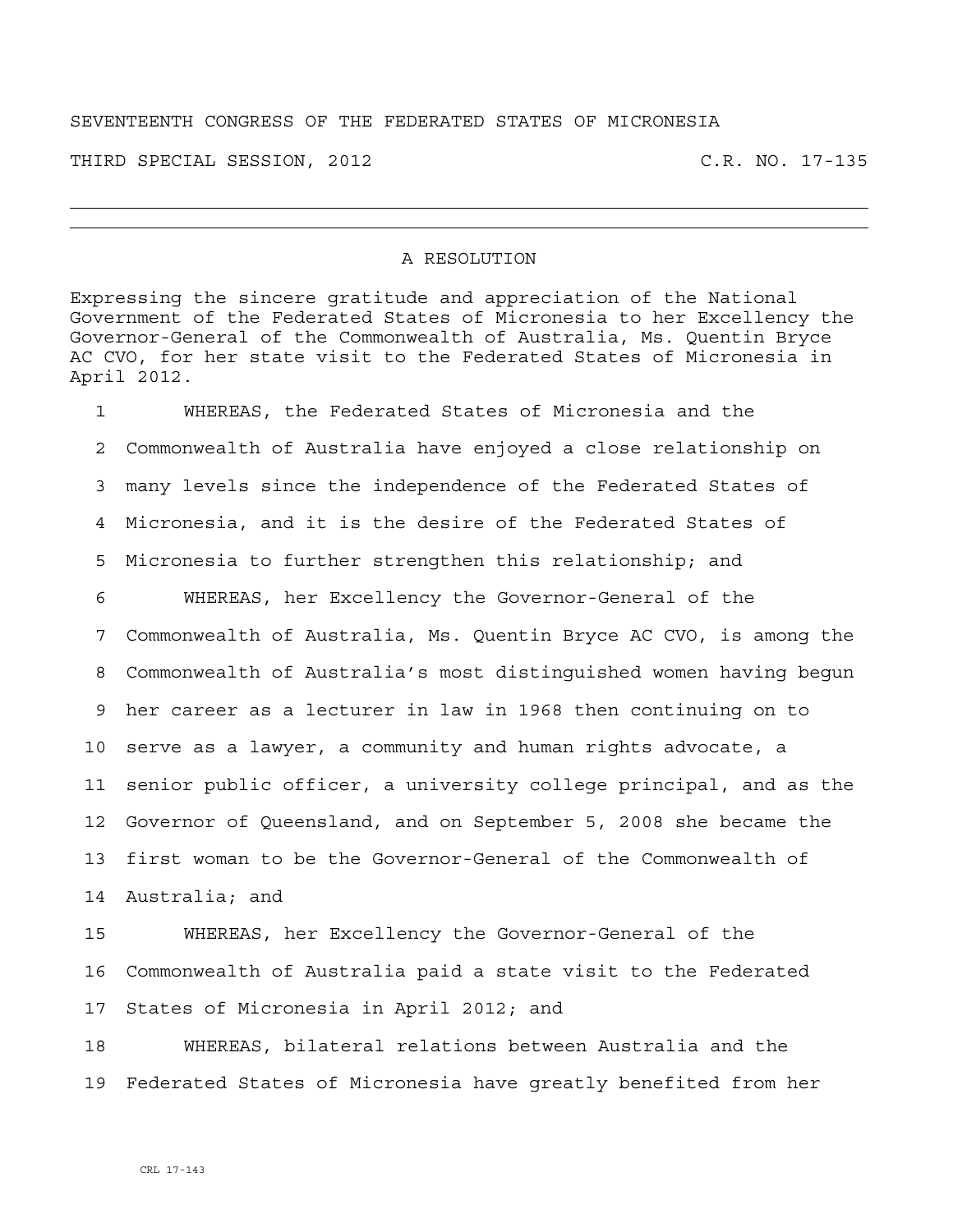SEVENTEENTH CONGRESS OF THE FEDERATED STATES OF MICRONESIA

THIRD SPECIAL SESSION, 2012 C.R. NO. 17-135

---

## A RESOLUTION

Expressing the sincere gratitude and appreciation of the National Government of the Federated States of Micronesia to her Excellency the Governor-General of the Commonwealth of Australia, Ms. Quentin Bryce AC CVO, for her state visit to the Federated States of Micronesia in April 2012.

1 WHEREAS, the Federated States of Micronesia and the
2 Commonwealth of Australia have enjoyed a close relationship on
3 many levels since the independence of the Federated States of
4 Micronesia, and it is the desire of the Federated States of
5 Micronesia to further strengthen this relationship; and
6 WHEREAS, her Excellency the Governor-General of the
7 Commonwealth of Australia, Ms. Quentin Bryce AC CVO, is among the
8 Commonwealth of Australia's most distinguished women having begun
9 her career as a lecturer in law in 1968 then continuing on to
10 serve as a lawyer, a community and human rights advocate, a
11 senior public officer, a university college principal, and as the
12 Governor of Queensland, and on September 5, 2008 she became the
13 first woman to be the Governor-General of the Commonwealth of
14 Australia; and
15 WHEREAS, her Excellency the Governor-General of the
16 Commonwealth of Australia paid a state visit to the Federated
17 States of Micronesia in April 2012; and
18 WHEREAS, bilateral relations between Australia and the
19 Federated States of Micronesia have greatly benefited from her

CRL 17-143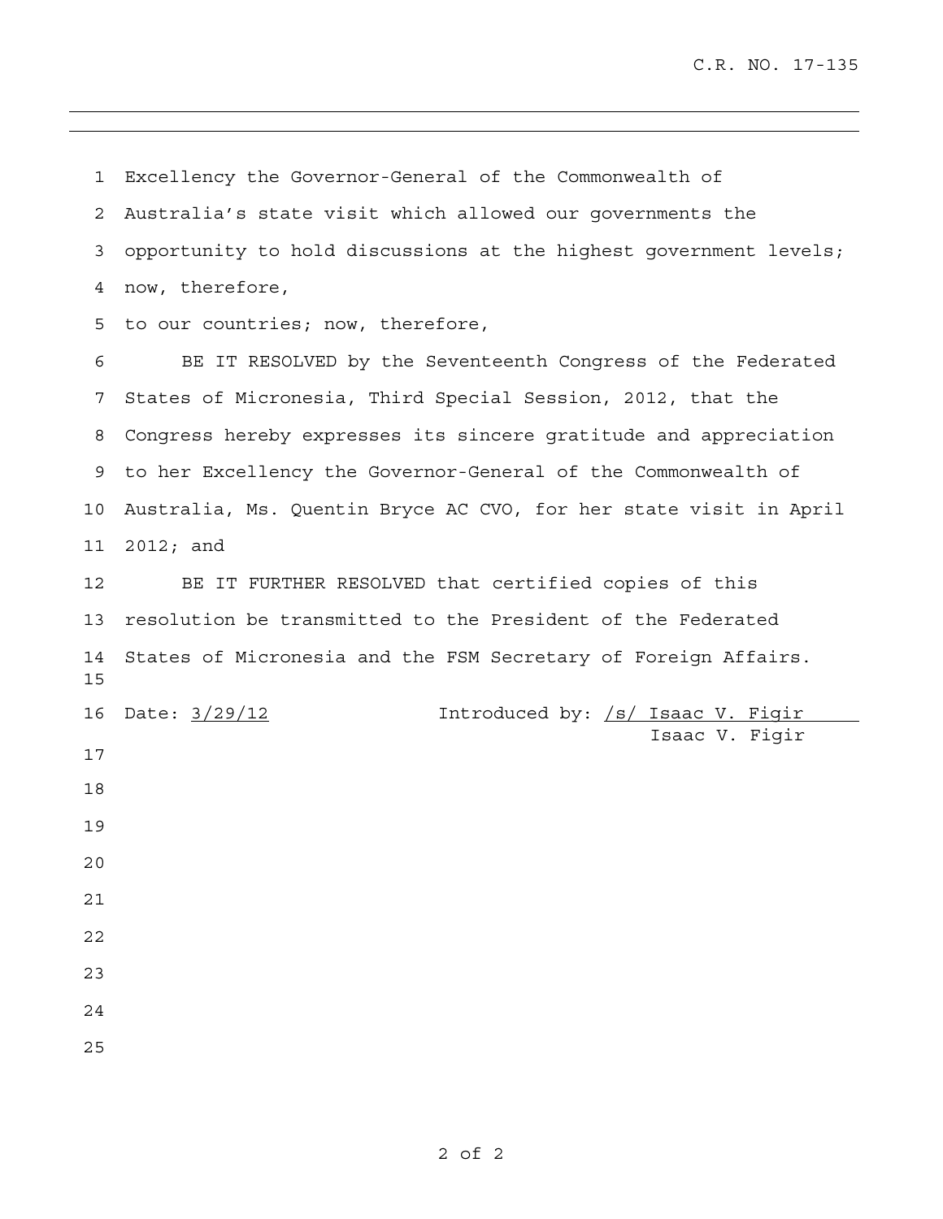Excellency the Governor-General of the Commonwealth of Australia's state visit which allowed our governments the opportunity to hold discussions at the highest government levels; now, therefore,

to our countries; now, therefore,

BE IT RESOLVED by the Seventeenth Congress of the Federated States of Micronesia, Third Special Session, 2012, that the Congress hereby expresses its sincere gratitude and appreciation to her Excellency the Governor-General of the Commonwealth of Australia, Ms. Quentin Bryce AC CVO, for her state visit in April 2012; and

BE IT FURTHER RESOLVED that certified copies of this resolution be transmitted to the President of the Federated States of Micronesia and the FSM Secretary of Foreign Affairs.

Date: 3/29/12

Introduced by: /s/ Isaac V. Figir
Isaac V. Figir